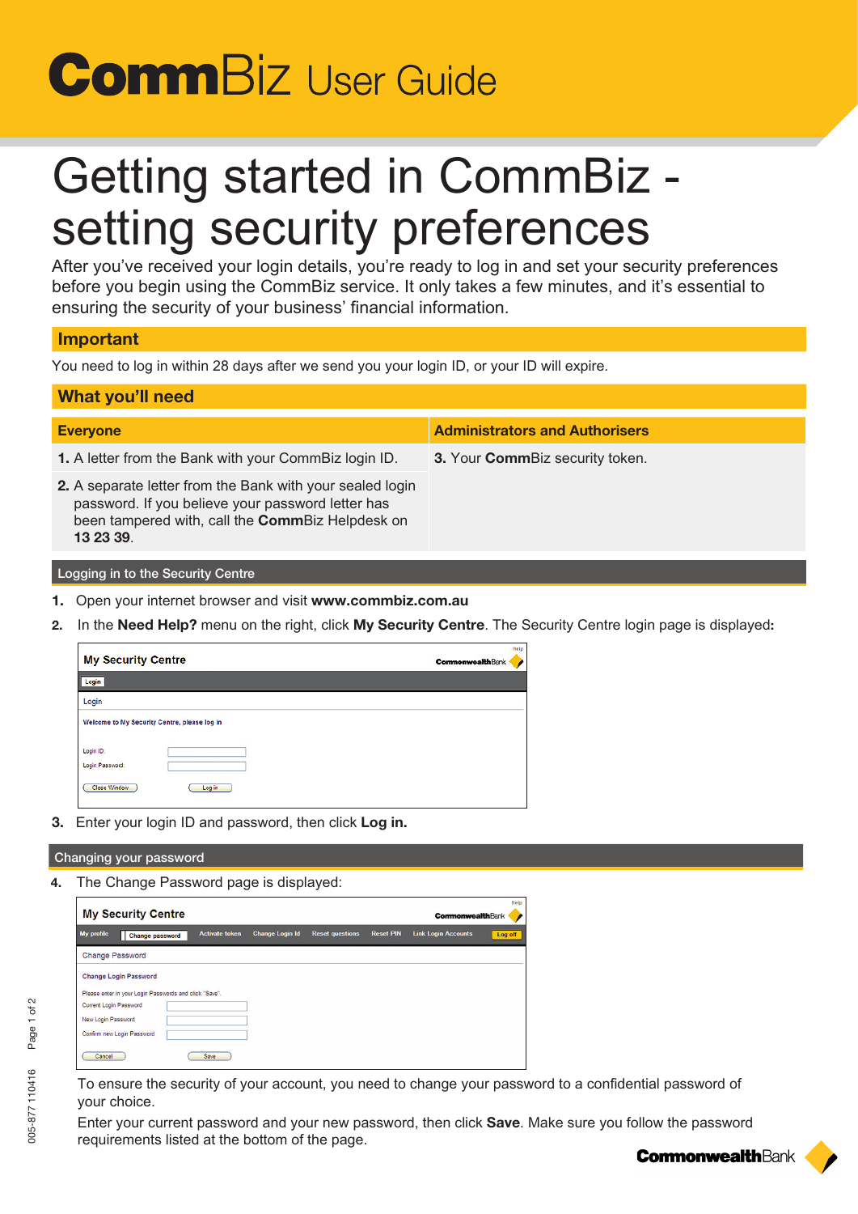# CommBiz User Guide

# Getting started in CommBiz - setting security preferences

After you've received your login details, you're ready to log in and set your security preferences before you begin using the CommBiz service. It only takes a few minutes, and it's essential to ensuring the security of your business' financial information.

## Important

You need to log in within 28 days after we send you your login ID, or your ID will expire.

## What you'll need

| Everyone | Administrators and Authorisers |
|---|---|
| **1.** A letter from the Bank with your CommBiz login ID. | **3.** Your **Comm**Biz security token. |
| **2.** A separate letter from the Bank with your sealed login password. If you believe your password letter has been tampered with, call the **Comm**Biz Helpdesk on **13 23 39**. | |

## Logging in to the Security Centre

1. Open your internet browser and visit **www.commbiz.com.au**
2. In the **Need Help?** menu on the right, click **My Security Centre**. The Security Centre login page is displayed**:**

3. Enter your login ID and password, then click **Log in.**

## Changing your password

4. The Change Password page is displayed:

   To ensure the security of your account, you need to change your password to a confidential password of your choice.

   Enter your current password and your new password, then click **Save**. Make sure you follow the password requirements listed at the bottom of the page.

005-877 110416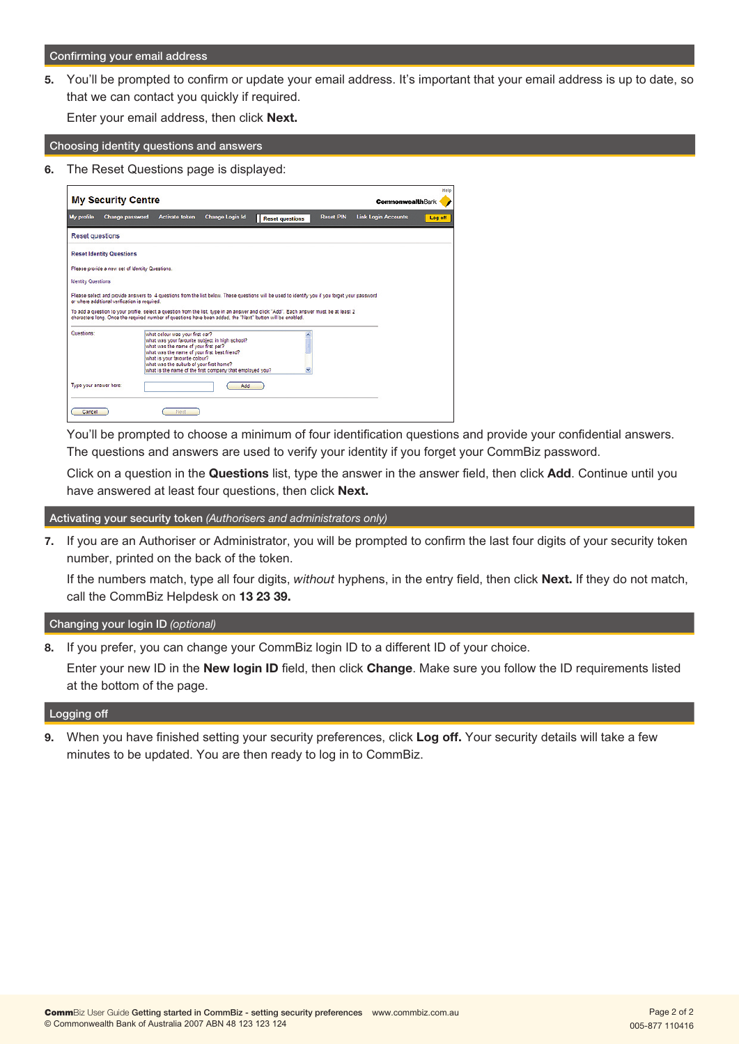## Confirming your email address

5. You'll be prompted to confirm or update your email address. It's important that your email address is up to date, so that we can contact you quickly if required.

   Enter your email address, then click **Next.**

## Choosing identity questions and answers

6. The Reset Questions page is displayed:

   You'll be prompted to choose a minimum of four identification questions and provide your confidential answers. The questions and answers are used to verify your identity if you forget your CommBiz password.

   Click on a question in the **Questions** list, type the answer in the answer field, then click **Add**. Continue until you have answered at least four questions, then click **Next.**

## Activating your security token *(Authorisers and administrators only)*

7. If you are an Authoriser or Administrator, you will be prompted to confirm the last four digits of your security token number, printed on the back of the token.

   If the numbers match, type all four digits, *without* hyphens, in the entry field, then click **Next.** If they do not match, call the CommBiz Helpdesk on **13 23 39.**

## Changing your login ID *(optional)*

8. If you prefer, you can change your CommBiz login ID to a different ID of your choice.

   Enter your new ID in the **New login ID** field, then click **Change**. Make sure you follow the ID requirements listed at the bottom of the page.

## Logging off

9. When you have finished setting your security preferences, click **Log off.** Your security details will take a few minutes to be updated. You are then ready to log in to CommBiz.